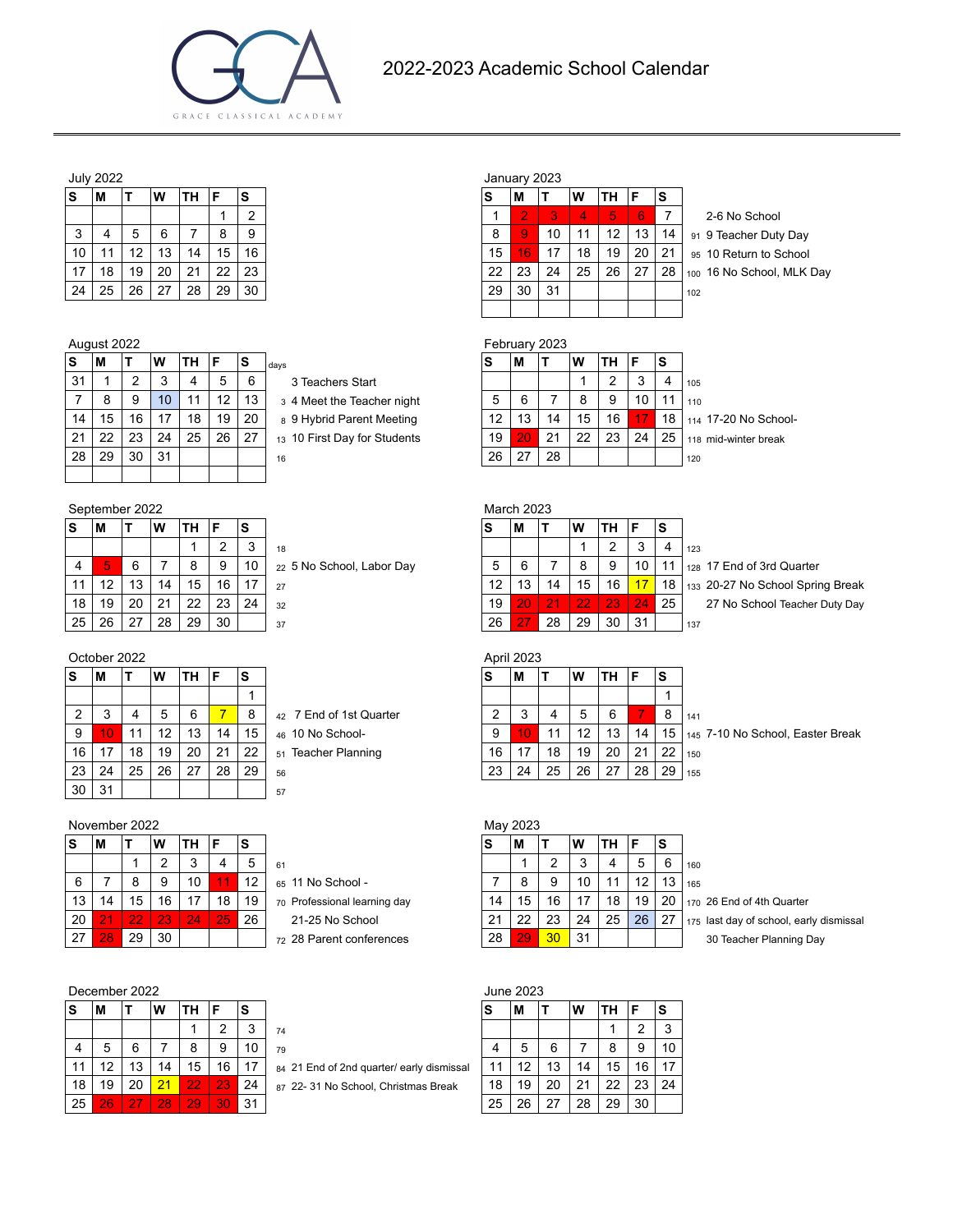# 2022-2023 Academic School Calendar

GRACE CLASSICAL ACADEMY

## July 2022

| S | M | T | W | TH | F | S |
|---|---|---|---|---|---|---|
| | | | | | 1 | 2 |
| 3 | 4 | 5 | 6 | 7 | 8 | 9 |
| 10 | 11 | 12 | 13 | 14 | 15 | 16 |
| 17 | 18 | 19 | 20 | 21 | 22 | 23 |
| 24 | 25 | 26 | 27 | 28 | 29 | 30 |

## August 2022

| S | M | T | W | TH | F | S | days |
|---|---|---|---|---|---|---|---|
| 31 | 1 | 2 | 3 | 4 | 5 | 6 | |
| 7 | 8 | 9 | 10 | 11 | 12 | 13 | 3 |
| 14 | 15 | 16 | 17 | 18 | 19 | 20 | 8 |
| 21 | 22 | 23 | 24 | 25 | 26 | 27 | 13 |
| 28 | 29 | 30 | 31 | | | | 16 |

- 3 Teachers Start
- 4 Meet the Teacher night
- 9 Hybrid Parent Meeting
- 10 First Day for Students

## September 2022

| S | M | T | W | TH | F | S | days |
|---|---|---|---|---|---|---|---|
| | | | | 1 | 2 | 3 | 18 |
| 4 | 5 | 6 | 7 | 8 | 9 | 10 | 22 |
| 11 | 12 | 13 | 14 | 15 | 16 | 17 | 27 |
| 18 | 19 | 20 | 21 | 22 | 23 | 24 | 32 |
| 25 | 26 | 27 | 28 | 29 | 30 | | 37 |

- 5 No School, Labor Day

## October 2022

| S | M | T | W | TH | F | S | days |
|---|---|---|---|---|---|---|---|
| | | | | | | 1 | |
| 2 | 3 | 4 | 5 | 6 | 7 | 8 | 42 |
| 9 | 10 | 11 | 12 | 13 | 14 | 15 | 46 |
| 16 | 17 | 18 | 19 | 20 | 21 | 22 | 51 |
| 23 | 24 | 25 | 26 | 27 | 28 | 29 | 56 |
| 30 | 31 | | | | | | 57 |

- 7 End of 1st Quarter
- 10 No School- Teacher Planning

## November 2022

| S | M | T | W | TH | F | S | days |
|---|---|---|---|---|---|---|---|
| | | 1 | 2 | 3 | 4 | 5 | 61 |
| 6 | 7 | 8 | 9 | 10 | 11 | 12 | 65 |
| 13 | 14 | 15 | 16 | 17 | 18 | 19 | 70 |
| 20 | 21 | 22 | 23 | 24 | 25 | 26 | |
| 27 | 28 | 29 | 30 | | | | 72 |

- 11 No School - Professional learning day
- 21-25 No School
- 28 Parent conferences

## December 2022

| S | M | T | W | TH | F | S | days |
|---|---|---|---|---|---|---|---|
| | | | | 1 | 2 | 3 | 74 |
| 4 | 5 | 6 | 7 | 8 | 9 | 10 | 79 |
| 11 | 12 | 13 | 14 | 15 | 16 | 17 | 84 |
| 18 | 19 | 20 | 21 | 22 | 23 | 24 | 87 |
| 25 | 26 | 27 | 28 | 29 | 30 | 31 | |

- 21 End of 2nd quarter/ early dismissal
- 22- 31 No School, Christmas Break

## January 2023

| S | M | T | W | TH | F | S | days |
|---|---|---|---|---|---|---|---|
| 1 | 2 | 3 | 4 | 5 | 6 | 7 | |
| 8 | 9 | 10 | 11 | 12 | 13 | 14 | 91 |
| 15 | 16 | 17 | 18 | 19 | 20 | 21 | 95 |
| 22 | 23 | 24 | 25 | 26 | 27 | 28 | 100 |
| 29 | 30 | 31 | | | | | 102 |

- 2-6 No School
- 9 Teacher Duty Day
- 10 Return to School
- 16 No School, MLK Day

## February 2023

| S | M | T | W | TH | F | S | days |
|---|---|---|---|---|---|---|---|
| | | | 1 | 2 | 3 | 4 | 105 |
| 5 | 6 | 7 | 8 | 9 | 10 | 11 | 110 |
| 12 | 13 | 14 | 15 | 16 | 17 | 18 | 114 |
| 19 | 20 | 21 | 22 | 23 | 24 | 25 | 118 |
| 26 | 27 | 28 | | | | | 120 |

- 17-20 No School- mid-winter break

## March 2023

| S | M | T | W | TH | F | S | days |
|---|---|---|---|---|---|---|---|
| | | | 1 | 2 | 3 | 4 | 123 |
| 5 | 6 | 7 | 8 | 9 | 10 | 11 | 128 |
| 12 | 13 | 14 | 15 | 16 | 17 | 18 | 133 |
| 19 | 20 | 21 | 22 | 23 | 24 | 25 | |
| 26 | 27 | 28 | 29 | 30 | 31 | | 137 |

- 17 End of 3rd Quarter
- 20-27 No School Spring Break
- 27 No School Teacher Duty Day

## April 2023

| S | M | T | W | TH | F | S | days |
|---|---|---|---|---|---|---|---|
| | | | | | | 1 | |
| 2 | 3 | 4 | 5 | 6 | 7 | 8 | 141 |
| 9 | 10 | 11 | 12 | 13 | 14 | 15 | 145 |
| 16 | 17 | 18 | 19 | 20 | 21 | 22 | 150 |
| 23 | 24 | 25 | 26 | 27 | 28 | 29 | 155 |

- 7-10 No School, Easter Break

## May 2023

| S | M | T | W | TH | F | S | days |
|---|---|---|---|---|---|---|---|
| | 1 | 2 | 3 | 4 | 5 | 6 | 160 |
| 7 | 8 | 9 | 10 | 11 | 12 | 13 | 165 |
| 14 | 15 | 16 | 17 | 18 | 19 | 20 | 170 |
| 21 | 22 | 23 | 24 | 25 | 26 | 27 | 175 |
| 28 | 29 | 30 | 31 | | | | |

- 26 End of 4th Quarter last day of school, early dismissal
- 30 Teacher Planning Day

## June 2023

| S | M | T | W | TH | F | S |
|---|---|---|---|---|---|---|
| | | | | 1 | 2 | 3 |
| 4 | 5 | 6 | 7 | 8 | 9 | 10 |
| 11 | 12 | 13 | 14 | 15 | 16 | 17 |
| 18 | 19 | 20 | 21 | 22 | 23 | 24 |
| 25 | 26 | 27 | 28 | 29 | 30 | |